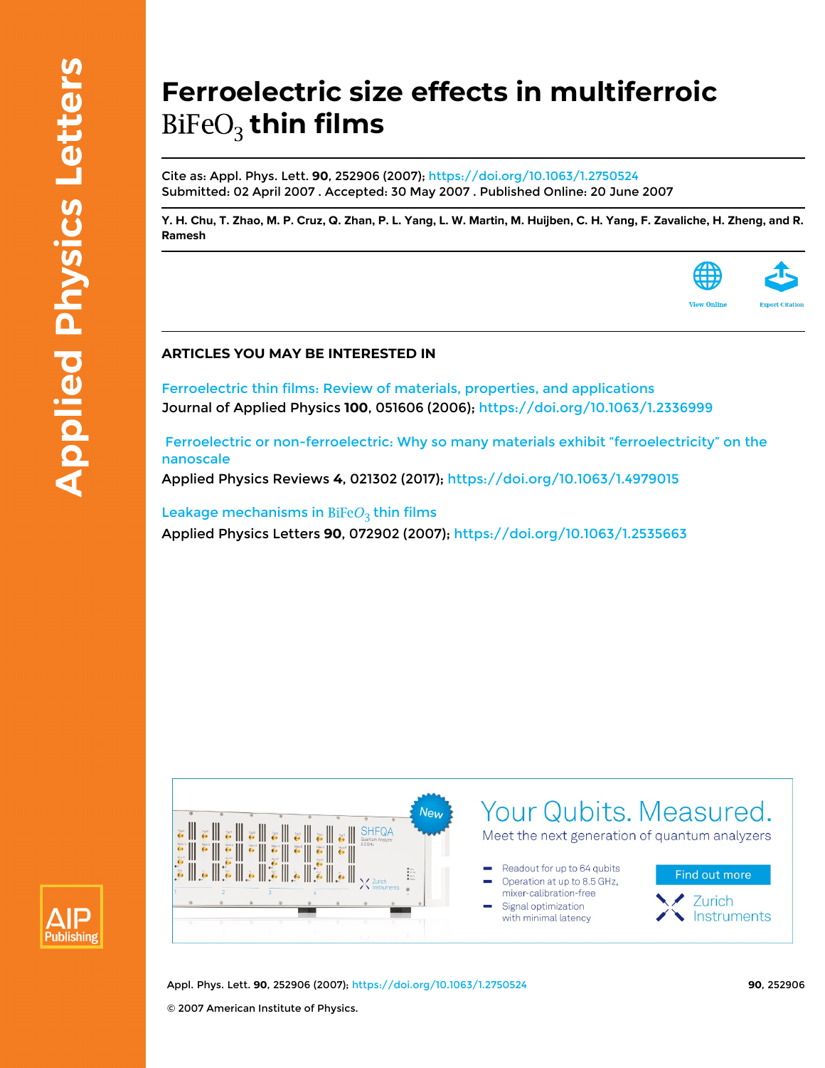# Ferroelectric size effects in multiferroic $BiFeO_3$ thin films

Cite as: Appl. Phys. Lett. **90**, 252906 (2007); https://doi.org/10.1063/1.2750524
Submitted: 02 April 2007 . Accepted: 30 May 2007 . Published Online: 20 June 2007

**Y. H. Chu, T. Zhao, M. P. Cruz, Q. Zhan, P. L. Yang, L. W. Martin, M. Huijben, C. H. Yang, F. Zavaliche, H. Zheng, and R. Ramesh**

View Online

Export Citation

## ARTICLES YOU MAY BE INTERESTED IN

Ferroelectric thin films: Review of materials, properties, and applications
Journal of Applied Physics **100**, 051606 (2006); https://doi.org/10.1063/1.2336999

Ferroelectric or non-ferroelectric: Why so many materials exhibit "ferroelectricity" on the nanoscale
Applied Physics Reviews **4**, 021302 (2017); https://doi.org/10.1063/1.4979015

Leakage mechanisms in $BiFeO_3$ thin films
Applied Physics Letters **90**, 072902 (2007); https://doi.org/10.1063/1.2535663

© 2007 American Institute of Physics.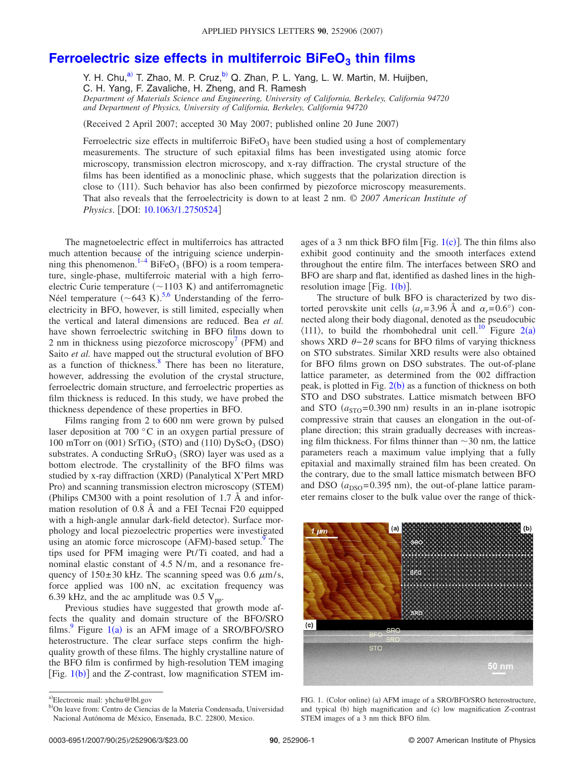# Ferroelectric size effects in multiferroic $BiFeO_3$ thin films

Y. H. Chu,[a] T. Zhao, M. P. Cruz,[b] Q. Zhan, P. L. Yang, L. W. Martin, M. Huijben, C. H. Yang, F. Zavaliche, H. Zheng, and R. Ramesh

*Department of Materials Science and Engineering, University of California, Berkeley, California 94720 and Department of Physics, University of California, Berkeley, California 94720*

(Received 2 April 2007; accepted 30 May 2007; published online 20 June 2007)

Ferroelectric size effects in multiferroic $BiFeO_3$ have been studied using a host of complementary measurements. The structure of such epitaxial films has been investigated using atomic force microscopy, transmission electron microscopy, and x-ray diffraction. The crystal structure of the films has been identified as a monoclinic phase, which suggests that the polarization direction is close to ⟨111⟩. Such behavior has also been confirmed by piezoforce microscopy measurements. That also reveals that the ferroelectricity is down to at least 2 nm. © *2007 American Institute of Physics*. [DOI: 10.1063/1.2750524]

The magnetoelectric effect in multiferroics has attracted much attention because of the intriguing science underpinning this phenomenon.[1–4] $BiFeO_3$ (BFO) is a room temperature, single-phase, multiferroic material with a high ferroelectric Curie temperature (~1103 K) and antiferromagnetic Néel temperature (~643 K).[5,6] Understanding of the ferroelectricity in BFO, however, is still limited, especially when the vertical and lateral dimensions are reduced. Bea *et al.* have shown ferroelectric switching in BFO films down to 2 nm in thickness using piezoforce microscopy[7] (PFM) and Saito *et al.* have mapped out the structural evolution of BFO as a function of thickness.[8] There has been no literature, however, addressing the evolution of the crystal structure, ferroelectric domain structure, and ferroelectric properties as film thickness is reduced. In this study, we have probed the thickness dependence of these properties in BFO.

Films ranging from 2 to 600 nm were grown by pulsed laser deposition at 700 °C in an oxygen partial pressure of 100 mTorr on (001) $SrTiO_3$ (STO) and (110) $DyScO_3$ (DSO) substrates. A conducting $SrRuO_3$ (SRO) layer was used as a bottom electrode. The crystallinity of the BFO films was studied by x-ray diffraction (XRD) (Panalytical X'Pert MRD Pro) and scanning transmission electron microscopy (STEM) (Philips CM300 with a point resolution of 1.7 Å and information resolution of 0.8 Å and a FEI Tecnai F20 equipped with a high-angle annular dark-field detector). Surface morphology and local piezoelectric properties were investigated using an atomic force microscope (AFM)-based setup.[9] The tips used for PFM imaging were Pt/Ti coated, and had a nominal elastic constant of 4.5 N/m, and a resonance frequency of 150±30 kHz. The scanning speed was 0.6 $\mu$m/s, force applied was 100 nN, ac excitation frequency was 6.39 kHz, and the ac amplitude was 0.5 $V_{pp}$.

Previous studies have suggested that growth mode affects the quality and domain structure of the BFO/SRO films.[9] Figure 1(a) is an AFM image of a SRO/BFO/SRO heterostructure. The clear surface steps confirm the high-quality growth of these films. The highly crystalline nature of the BFO film is confirmed by high-resolution TEM imaging [Fig. 1(b)] and the *Z*-contrast, low magnification STEM images of a 3 nm thick BFO film [Fig. 1(c)]. The thin films also exhibit good continuity and the smooth interfaces extend throughout the entire film. The interfaces between SRO and BFO are sharp and flat, identified as dashed lines in the high-resolution image [Fig. 1(b)].

The structure of bulk BFO is characterized by two distorted perovskite unit cells ($a_r$=3.96 Å and $\alpha_r$=0.6°) connected along their body diagonal, denoted as the pseudocubic ⟨111⟩, to build the rhombohedral unit cell.[10] Figure 2(a) shows XRD $\theta-2\theta$ scans for BFO films of varying thickness on STO substrates. Similar XRD results were also obtained for BFO films grown on DSO substrates. The out-of-plane lattice parameter, as determined from the 002 diffraction peak, is plotted in Fig. 2(b) as a function of thickness on both STO and DSO substrates. Lattice mismatch between BFO and STO ($a_{STO}$=0.390 nm) results in an in-plane isotropic compressive strain that causes an elongation in the out-of-plane direction; this strain gradually decreases with increasing film thickness. For films thinner than ~30 nm, the lattice parameters reach a maximum value implying that a fully epitaxial and maximally strained film has been created. On the contrary, due to the small lattice mismatch between BFO and DSO ($a_{DSO}$=0.395 nm), the out-of-plane lattice parameter remains closer to the bulk value over the range of thick-

FIG. 1. (Color online) (a) AFM image of a SRO/BFO/SRO heterostructure, and typical (b) high magnification and (c) low magnification *Z*-contrast STEM images of a 3 nm thick BFO film.

[a]Electronic mail: yhchu@lbl.gov

[b]On leave from: Centro de Ciencias de la Materia Condensada, Universidad Nacional Autónoma de México, Ensenada, B.C. 22800, Mexico.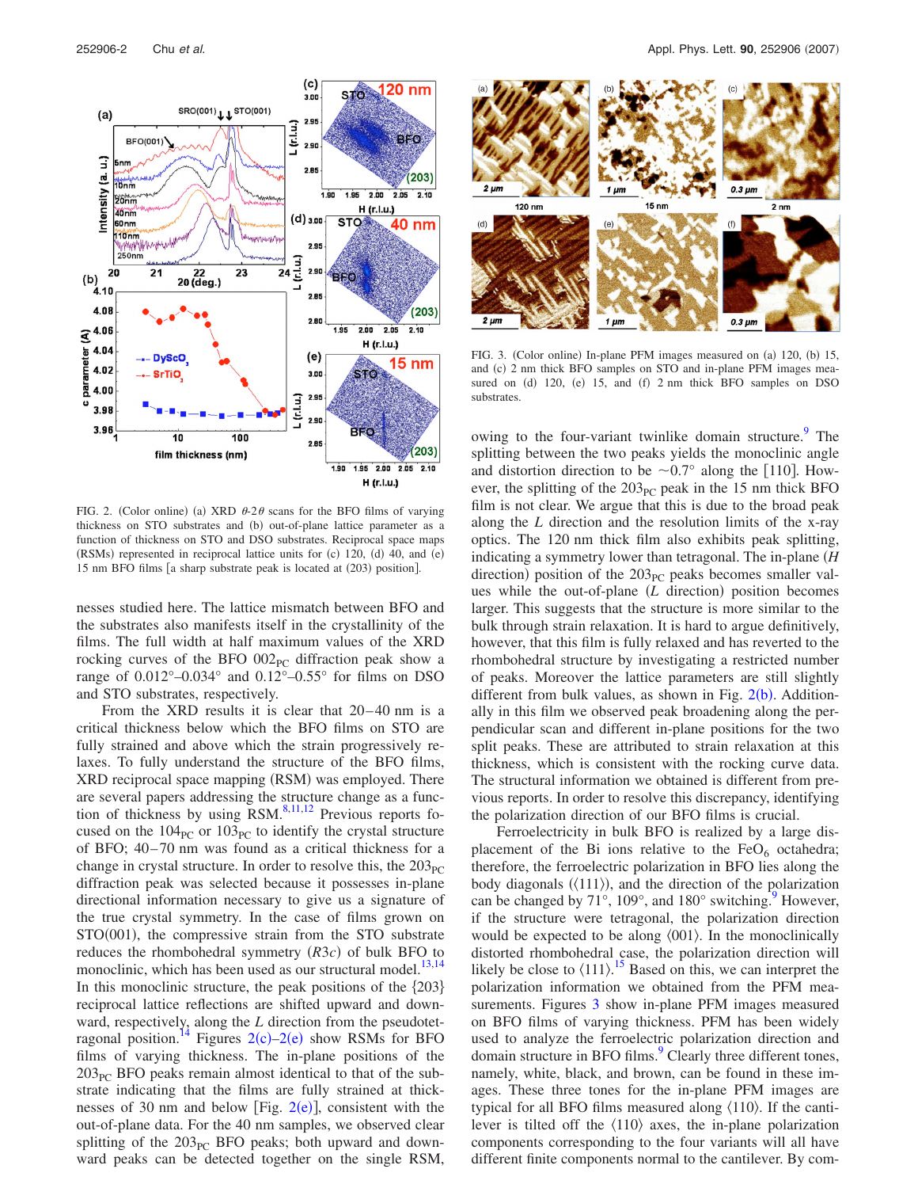FIG. 2. (Color online) (a) XRD $\theta$-$2\theta$ scans for the BFO films of varying thickness on STO substrates and (b) out-of-plane lattice parameter as a function of thickness on STO and DSO substrates. Reciprocal space maps (RSMs) represented in reciprocal lattice units for (c) 120, (d) 40, and (e) 15 nm BFO films [a sharp substrate peak is located at (203) position].

nesses studied here. The lattice mismatch between BFO and the substrates also manifests itself in the crystallinity of the films. The full width at half maximum values of the XRD rocking curves of the BFO $002_{PC}$ diffraction peak show a range of 0.012°–0.034° and 0.12°–0.55° for films on DSO and STO substrates, respectively.

From the XRD results it is clear that 20–40 nm is a critical thickness below which the BFO films on STO are fully strained and above which the strain progressively relaxes. To fully understand the structure of the BFO films, XRD reciprocal space mapping (RSM) was employed. There are several papers addressing the structure change as a function of thickness by using RSM.[8,11,12] Previous reports focused on the $104_{PC}$ or $103_{PC}$ to identify the crystal structure of BFO; 40–70 nm was found as a critical thickness for a change in crystal structure. In order to resolve this, the $203_{PC}$ diffraction peak was selected because it possesses in-plane directional information necessary to give us a signature of the true crystal symmetry. In the case of films grown on STO(001), the compressive strain from the STO substrate reduces the rhombohedral symmetry ($R3c$) of bulk BFO to monoclinic, which has been used as our structural model.[13,14] In this monoclinic structure, the peak positions of the {203} reciprocal lattice reflections are shifted upward and downward, respectively, along the $L$ direction from the pseudotetragonal position.[14] Figures 2(c)–2(e) show RSMs for BFO films of varying thickness. The in-plane positions of the $203_{PC}$ BFO peaks remain almost identical to that of the substrate indicating that the films are fully strained at thicknesses of 30 nm and below [Fig. 2(e)], consistent with the out-of-plane data. For the 40 nm samples, we observed clear splitting of the $203_{PC}$ BFO peaks; both upward and downward peaks can be detected together on the single RSM, owing to the four-variant twinlike domain structure.[9] The splitting between the two peaks yields the monoclinic angle and distortion direction to be ~0.7° along the [110]. However, the splitting of the $203_{PC}$ peak in the 15 nm thick BFO film is not clear. We argue that this is due to the broad peak along the $L$ direction and the resolution limits of the x-ray optics. The 120 nm thick film also exhibits peak splitting, indicating a symmetry lower than tetragonal. The in-plane ($H$ direction) position of the $203_{PC}$ peaks becomes smaller values while the out-of-plane ($L$ direction) position becomes larger. This suggests that the structure is more similar to the bulk through strain relaxation. It is hard to argue definitively, however, that this film is fully relaxed and has reverted to the rhombohedral structure by investigating a restricted number of peaks. Moreover the lattice parameters are still slightly different from bulk values, as shown in Fig. 2(b). Additionally in this film we observed peak broadening along the perpendicular scan and different in-plane positions for the two split peaks. These are attributed to strain relaxation at this thickness, which is consistent with the rocking curve data. The structural information we obtained is different from previous reports. In order to resolve this discrepancy, identifying the polarization direction of our BFO films is crucial.

FIG. 3. (Color online) In-plane PFM images measured on (a) 120, (b) 15, and (c) 2 nm thick BFO samples on STO and in-plane PFM images measured on (d) 120, (e) 15, and (f) 2 nm thick BFO samples on DSO substrates.

Ferroelectricity in bulk BFO is realized by a large displacement of the Bi ions relative to the $FeO_6$ octahedra; therefore, the ferroelectric polarization in BFO lies along the body diagonals (⟨111⟩), and the direction of the polarization can be changed by 71°, 109°, and 180° switching.[9] However, if the structure were tetragonal, the polarization direction would be expected to be along ⟨001⟩. In the monoclinically distorted rhombohedral case, the polarization direction will likely be close to ⟨111⟩.[15] Based on this, we can interpret the polarization information we obtained from the PFM measurements. Figures 3 show in-plane PFM images measured on BFO films of varying thickness. PFM has been widely used to analyze the ferroelectric polarization direction and domain structure in BFO films.[9] Clearly three different tones, namely, white, black, and brown, can be found in these images. These three tones for the in-plane PFM images are typical for all BFO films measured along ⟨110⟩. If the cantilever is tilted off the ⟨110⟩ axes, the in-plane polarization components corresponding to the four variants will all have different finite components normal to the cantilever. By com-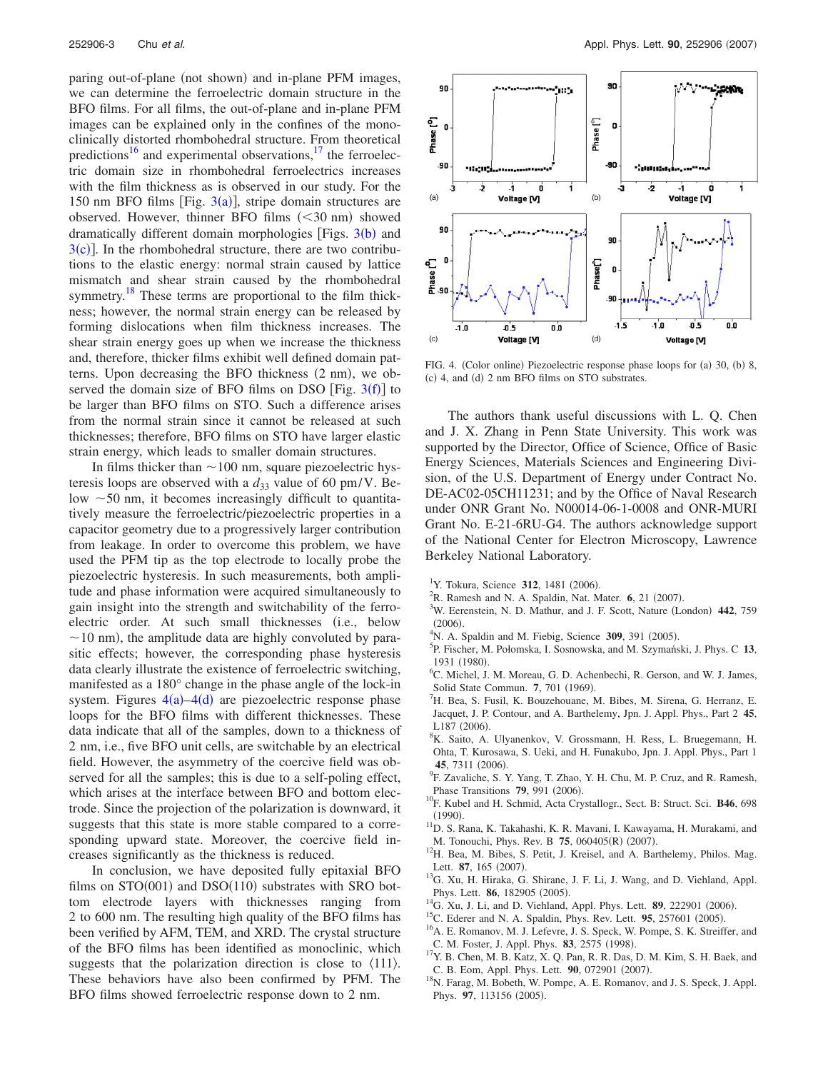paring out-of-plane (not shown) and in-plane PFM images, we can determine the ferroelectric domain structure in the BFO films. For all films, the out-of-plane and in-plane PFM images can be explained only in the confines of the monoclinically distorted rhombohedral structure. From theoretical predictions[16] and experimental observations,[17] the ferroelectric domain size in rhombohedral ferroelectrics increases with the film thickness as is observed in our study. For the 150 nm BFO films [Fig. 3(a)], stripe domain structures are observed. However, thinner BFO films (<30 nm) showed dramatically different domain morphologies [Figs. 3(b) and 3(c)]. In the rhombohedral structure, there are two contributions to the elastic energy: normal strain caused by lattice mismatch and shear strain caused by the rhombohedral symmetry.[18] These terms are proportional to the film thickness; however, the normal strain energy can be released by forming dislocations when film thickness increases. The shear strain energy goes up when we increase the thickness and, therefore, thicker films exhibit well defined domain patterns. Upon decreasing the BFO thickness (2 nm), we observed the domain size of BFO films on DSO [Fig. 3(f)] to be larger than BFO films on STO. Such a difference arises from the normal strain since it cannot be released at such thicknesses; therefore, BFO films on STO have larger elastic strain energy, which leads to smaller domain structures.

In films thicker than ~100 nm, square piezoelectric hysteresis loops are observed with a $d_{33}$ value of 60 pm/V. Below ~50 nm, it becomes increasingly difficult to quantitatively measure the ferroelectric/piezoelectric properties in a capacitor geometry due to a progressively larger contribution from leakage. In order to overcome this problem, we have used the PFM tip as the top electrode to locally probe the piezoelectric hysteresis. In such measurements, both amplitude and phase information were acquired simultaneously to gain insight into the strength and switchability of the ferroelectric order. At such small thicknesses (i.e., below ~10 nm), the amplitude data are highly convoluted by parasitic effects; however, the corresponding phase hysteresis data clearly illustrate the existence of ferroelectric switching, manifested as a 180° change in the phase angle of the lock-in system. Figures 4(a)–4(d) are piezoelectric response phase loops for the BFO films with different thicknesses. These data indicate that all of the samples, down to a thickness of 2 nm, i.e., five BFO unit cells, are switchable by an electrical field. However, the asymmetry of the coercive field was observed for all the samples; this is due to a self-poling effect, which arises at the interface between BFO and bottom electrode. Since the projection of the polarization is downward, it suggests that this state is more stable compared to a corresponding upward state. Moreover, the coercive field increases significantly as the thickness is reduced.

In conclusion, we have deposited fully epitaxial BFO films on STO(001) and DSO(110) substrates with SRO bottom electrode layers with thicknesses ranging from 2 to 600 nm. The resulting high quality of the BFO films has been verified by AFM, TEM, and XRD. The crystal structure of the BFO films has been identified as monoclinic, which suggests that the polarization direction is close to ⟨111⟩. These behaviors have also been confirmed by PFM. The BFO films showed ferroelectric response down to 2 nm.

(a)
Phase [°]
90
0
-90
-3 -2 -1 0 1
Voltage [V]

(b)
Phase [°]
90
0
-90
-3 -2 -1 0 1
Voltage [V]

(c)
Phase [°]
90
0
-90
-1.0 -0.5 0.0
Voltage [V]

(d)
Phase[°]
90
0
-90
-1.5 -1.0 -0.5 0.0
Voltage [V]

FIG. 4. (Color online) Piezoelectric response phase loops for (a) 30, (b) 8, (c) 4, and (d) 2 nm BFO films on STO substrates.

The authors thank useful discussions with L. Q. Chen and J. X. Zhang in Penn State University. This work was supported by the Director, Office of Science, Office of Basic Energy Sciences, Materials Sciences and Engineering Division, of the U.S. Department of Energy under Contract No. DE-AC02-05CH11231; and by the Office of Naval Research under ONR Grant No. N00014-06-1-0008 and ONR-MURI Grant No. E-21-6RU-G4. The authors acknowledge support of the National Center for Electron Microscopy, Lawrence Berkeley National Laboratory.

[1] Y. Tokura, Science **312**, 1481 (2006).
[2] R. Ramesh and N. A. Spaldin, Nat. Mater. **6**, 21 (2007).
[3] W. Eerenstein, N. D. Mathur, and J. F. Scott, Nature (London) **442**, 759 (2006).
[4] N. A. Spaldin and M. Fiebig, Science **309**, 391 (2005).
[5] P. Fischer, M. Połomska, I. Sosnowska, and M. Szymański, J. Phys. C **13**, 1931 (1980).
[6] C. Michel, J. M. Moreau, G. D. Achenbechi, R. Gerson, and W. J. James, Solid State Commun. **7**, 701 (1969).
[7] H. Bea, S. Fusil, K. Bouzehouane, M. Bibes, M. Sirena, G. Herranz, E. Jacquet, J. P. Contour, and A. Barthelemy, Jpn. J. Appl. Phys., Part 2 **45**, L187 (2006).
[8] K. Saito, A. Ulyanenkov, V. Grossmann, H. Ress, L. Bruegemann, H. Ohta, T. Kurosawa, S. Ueki, and H. Funakubo, Jpn. J. Appl. Phys., Part 1 **45**, 7311 (2006).
[9] F. Zavaliche, S. Y. Yang, T. Zhao, Y. H. Chu, M. P. Cruz, and R. Ramesh, Phase Transitions **79**, 991 (2006).
[10] F. Kubel and H. Schmid, Acta Crystallogr., Sect. B: Struct. Sci. **B46**, 698 (1990).
[11] D. S. Rana, K. Takahashi, K. R. Mavani, I. Kawayama, H. Murakami, and M. Tonouchi, Phys. Rev. B **75**, 060405(R) (2007).
[12] H. Bea, M. Bibes, S. Petit, J. Kreisel, and A. Barthelemy, Philos. Mag. Lett. **87**, 165 (2007).
[13] G. Xu, H. Hiraka, G. Shirane, J. F. Li, J. Wang, and D. Viehland, Appl. Phys. Lett. **86**, 182905 (2005).
[14] G. Xu, J. Li, and D. Viehland, Appl. Phys. Lett. **89**, 222901 (2006).
[15] C. Ederer and N. A. Spaldin, Phys. Rev. Lett. **95**, 257601 (2005).
[16] A. E. Romanov, M. J. Lefevre, J. S. Speck, W. Pompe, S. K. Streiffer, and C. M. Foster, J. Appl. Phys. **83**, 2575 (1998).
[17] Y. B. Chen, M. B. Katz, X. Q. Pan, R. R. Das, D. M. Kim, S. H. Baek, and C. B. Eom, Appl. Phys. Lett. **90**, 072901 (2007).
[18] N. Farag, M. Bobeth, W. Pompe, A. E. Romanov, and J. S. Speck, J. Appl. Phys. **97**, 113156 (2005).